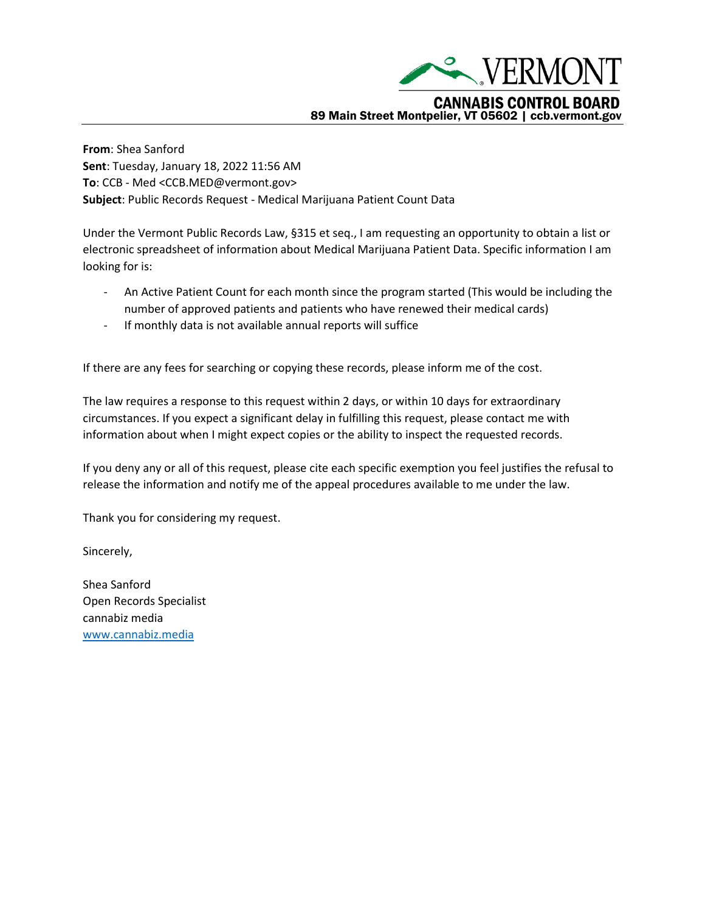VERMONT

CANNABIS CONTROL BOARD

89 Main Street Montpelier, VT 05602 | ccb.vermont.gov

**From**: Shea Sanford
**Sent**: Tuesday, January 18, 2022 11:56 AM
**To**: CCB - Med <CCB.MED@vermont.gov>
**Subject**: Public Records Request - Medical Marijuana Patient Count Data

Under the Vermont Public Records Law, §315 et seq., I am requesting an opportunity to obtain a list or electronic spreadsheet of information about Medical Marijuana Patient Data. Specific information I am looking for is:

- An Active Patient Count for each month since the program started (This would be including the number of approved patients and patients who have renewed their medical cards)
- If monthly data is not available annual reports will suffice

If there are any fees for searching or copying these records, please inform me of the cost.

The law requires a response to this request within 2 days, or within 10 days for extraordinary circumstances. If you expect a significant delay in fulfilling this request, please contact me with information about when I might expect copies or the ability to inspect the requested records.

If you deny any or all of this request, please cite each specific exemption you feel justifies the refusal to release the information and notify me of the appeal procedures available to me under the law.

Thank you for considering my request.

Sincerely,

Shea Sanford
Open Records Specialist
cannabiz media
[www.cannabiz.media](www.cannabiz.media)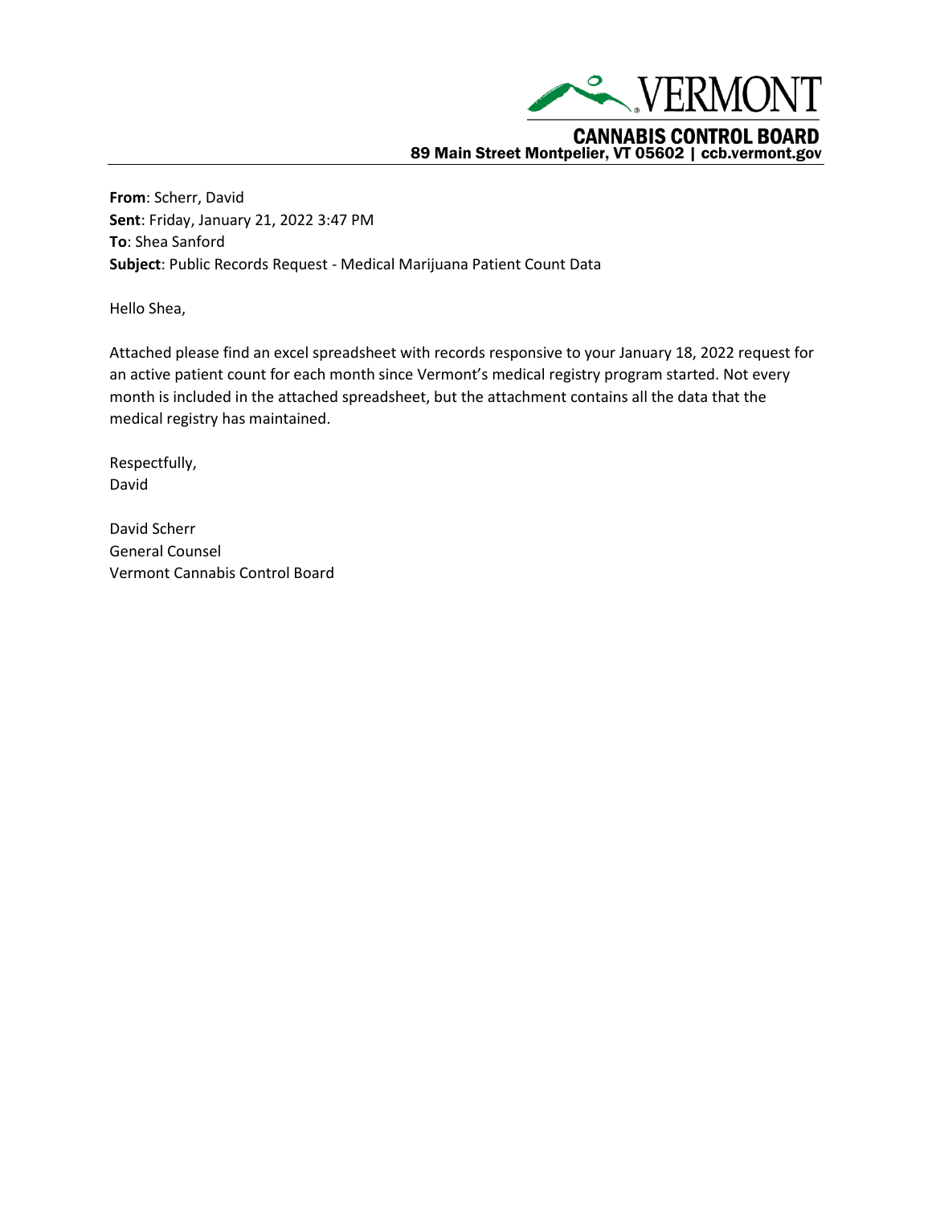VERMONT

CANNABIS CONTROL BOARD
89 Main Street Montpelier, VT 05602 | ccb.vermont.gov

**From**: Scherr, David
**Sent**: Friday, January 21, 2022 3:47 PM
**To**: Shea Sanford
**Subject**: Public Records Request - Medical Marijuana Patient Count Data

Hello Shea,

Attached please find an excel spreadsheet with records responsive to your January 18, 2022 request for an active patient count for each month since Vermont's medical registry program started. Not every month is included in the attached spreadsheet, but the attachment contains all the data that the medical registry has maintained.

Respectfully,
David

David Scherr
General Counsel
Vermont Cannabis Control Board